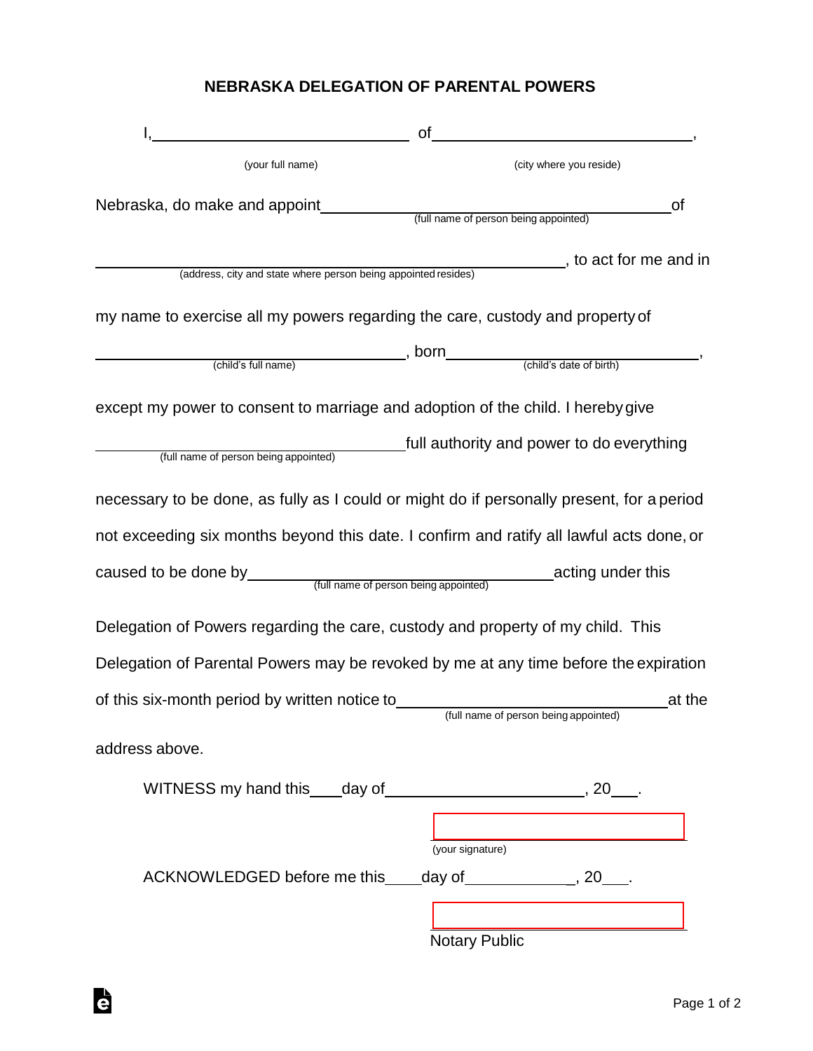# NEBRASKA DELEGATION OF PARENTAL POWERS

I, ______________________________ of ______________________________,
(your full name) (city where you reside)

Nebraska, do make and appoint ______________________________ of
(full name of person being appointed)

______________________________, to act for me and in
(address, city and state where person being appointed resides)

my name to exercise all my powers regarding the care, custody and property of

______________________________, born ______________________________,
(child's full name) (child's date of birth)

except my power to consent to marriage and adoption of the child. I hereby give

______________________________ full authority and power to do everything
(full name of person being appointed)

necessary to be done, as fully as I could or might do if personally present, for a period not exceeding six months beyond this date. I confirm and ratify all lawful acts done, or caused to be done by ______________________________ acting under this
(full name of person being appointed)

Delegation of Powers regarding the care, custody and property of my child. This Delegation of Parental Powers may be revoked by me at any time before the expiration of this six-month period by written notice to ______________________________ at the
(full name of person being appointed)

address above.

WITNESS my hand this ____ day of ______________________, 20___.

______________________________
(your signature)

ACKNOWLEDGED before me this ____ day of _____________, 20___.

______________________________
Notary Public